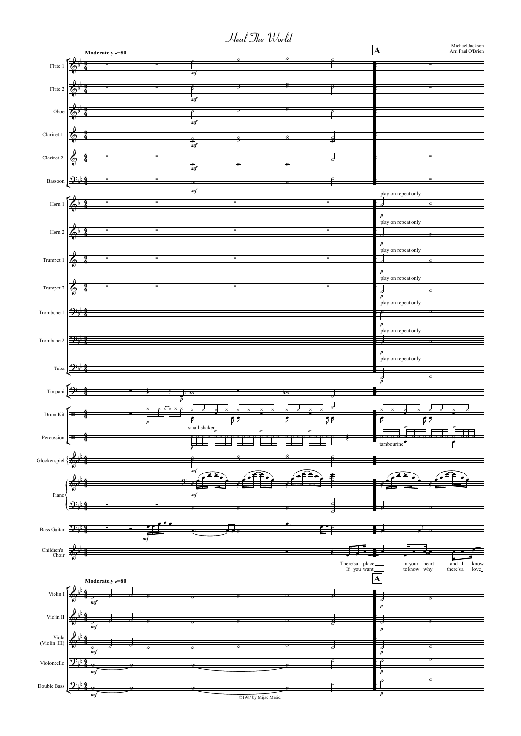# Heal The World

Michael Jackson
Arr, Paul O'Brien

Moderately ♩=80

Flute 1, Flute 2, Oboe, Clarinet 1, Clarinet 2, Bassoon, Horn 1, Horn 2, Trumpet 1, Trumpet 2, Trombone 1, Trombone 2, Tuba, Timpani, Drum Kit, Percussion, Glockenspiel, Piano, Bass Guitar, Children's Choir, Violin I, Violin II, Viola (Violin III), Violoncello, Double Bass

play on repeat only

small shaker

tambourine

There's a place___ in your heart and I know
If you want___ to know why there's a love

©1987 by Mijac Music.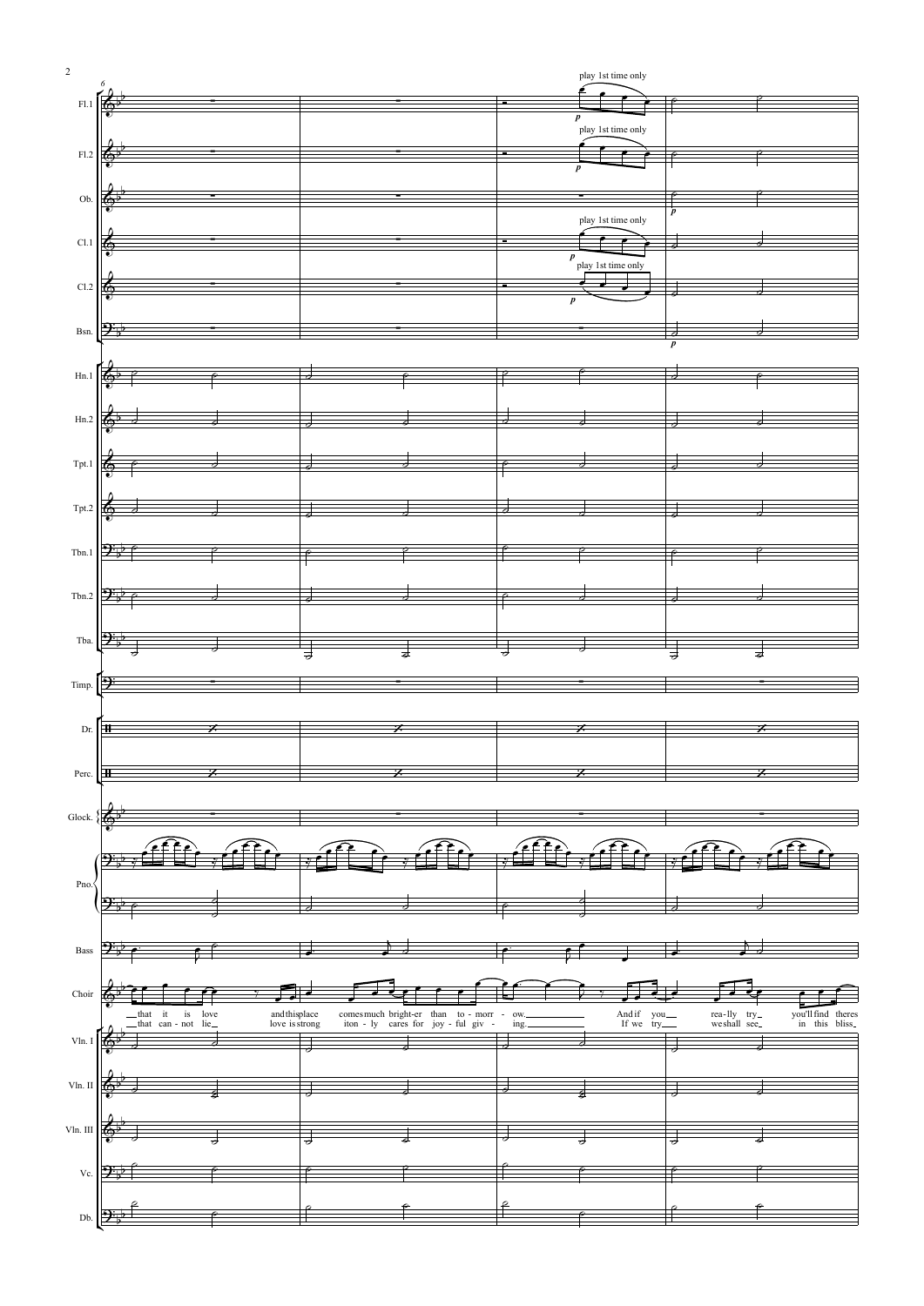play 1st time only

Fl.1, Fl.2, Ob., Cl.1, Cl.2, Bsn., Hn.1, Hn.2, Tpt.1, Tpt.2, Tbn.1, Tbn.2, Tba., Timp., Dr., Perc., Glock., Pno., Bass, Choir, Vln. I, Vln. II, Vln. III, Vc., Db.

Choir:

that it is love and this place comes much bright-er than to - morr - ow. And if you rea-lly try you'll find theres

that can - not lie love is strong iton - ly cares for joy - ful giv - ing. If we try we shall see in this bliss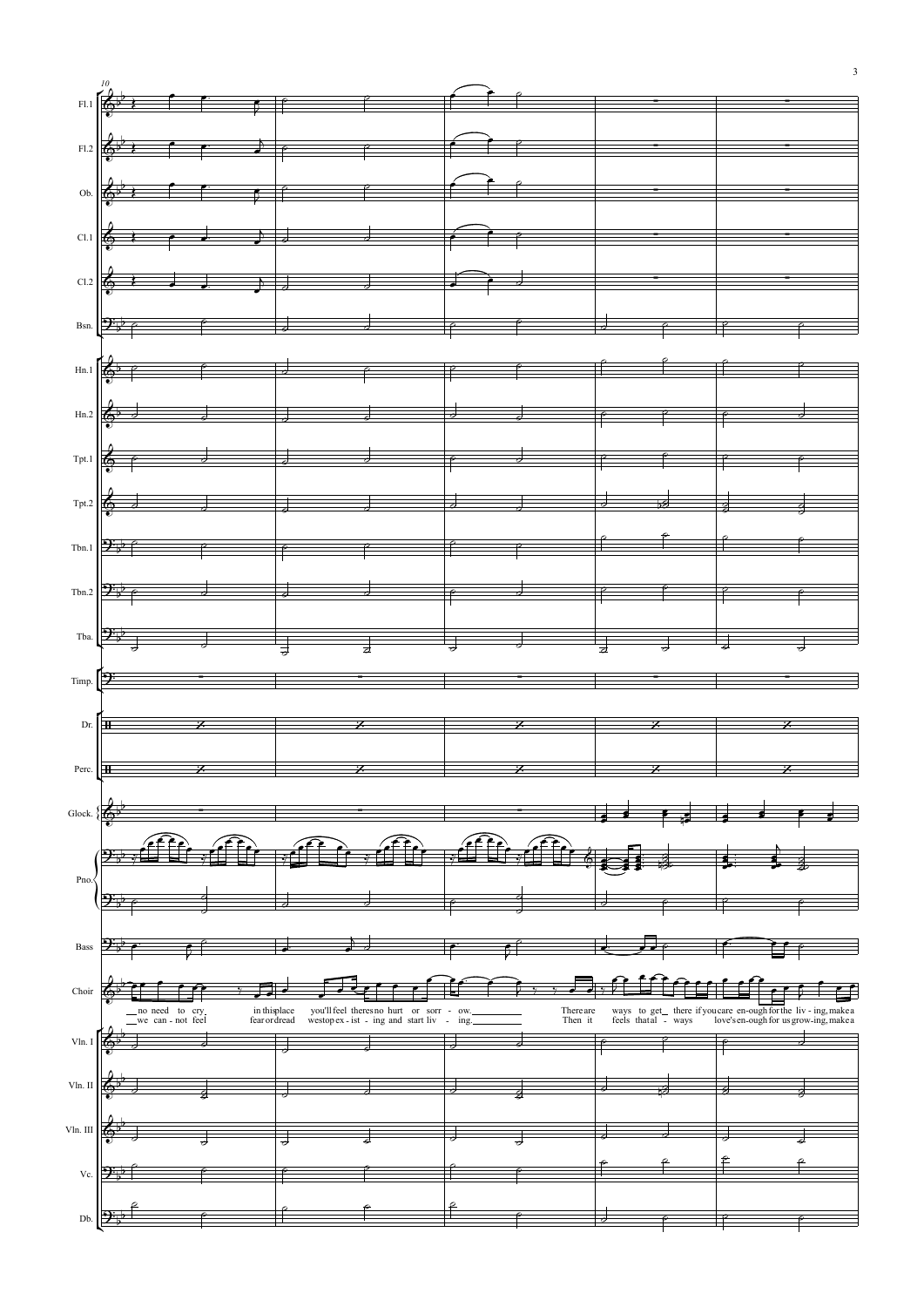Fl.1

Fl.2

Ob.

Cl.1

Cl.2

Bsn.

Hn.1

Hn.2

Tpt.1

Tpt.2

Tbn.1

Tbn.2

Tba.

Timp.

Dr.

Perc.

Glock.

Pno.

Bass

Choir

no need to cry in this place you'll feel there's no hurt or sorr - ow. There are ways to get there if you care en-ough for the liv - ing, make a

we can - not feel fear or dread we stop ex - ist - ing and start liv - ing. Then it feels that al - ways love's en-ough for us grow-ing, make a

Vln. I

Vln. II

Vln. III

Vc.

Db.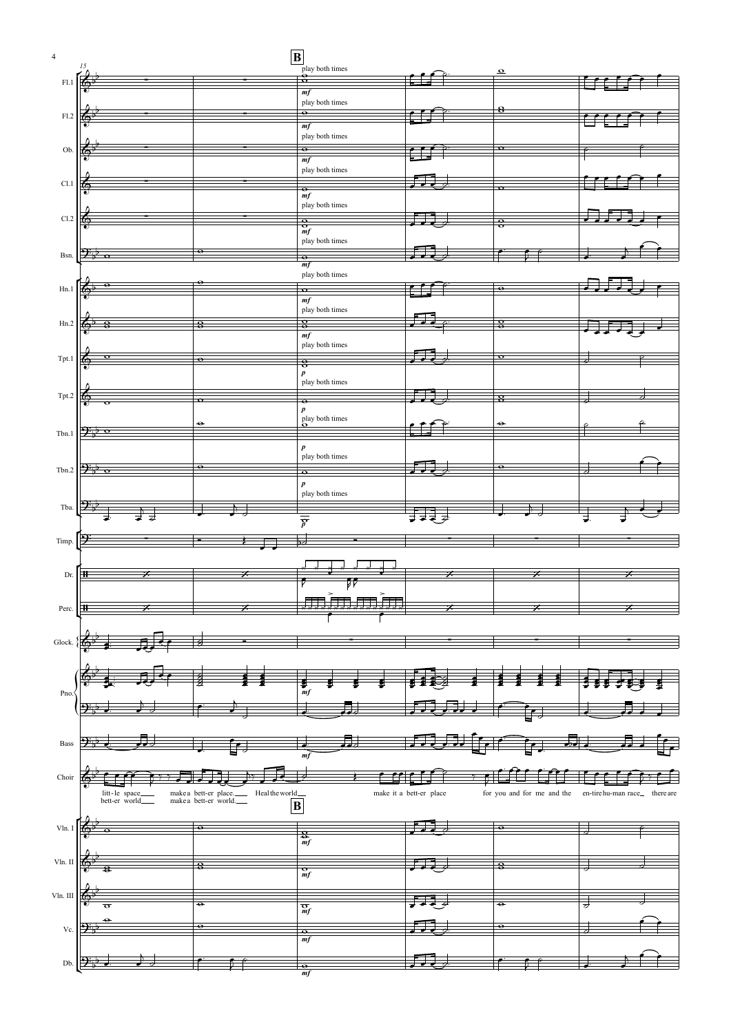**B**

Fl.1 — play both times — *mf*

Fl.2 — play both times — *mf*

Ob. — play both times — *mf*

Cl.1 — play both times — *mf*

Cl.2 — play both times — *mf*

Bsn. — play both times — *mf*

Hn.1 — play both times — *mf*

Hn.2 — play both times — *mf*

Tpt.1 — play both times — *p*

Tpt.2 — play both times — *p*

Tbn.1 — play both times — *p*

Tbn.2 — play both times — *p*

Tba. — play both times — *p*

Timp.

Dr.

Perc.

Glock.

Pno. — *mf*

Bass — *mf*

Choir:

litt-le space___ make a bett-er place.___ Heal the world___ make it a bett-er place for you and for me and the en-tire hu-man race_ there are

bett-er world___ make a bett-er world.___

**B**

Vln. I — *mf*

Vln. II — *mf*

Vln. III — *mf*

Vc. — *mf*

Db. — *mf*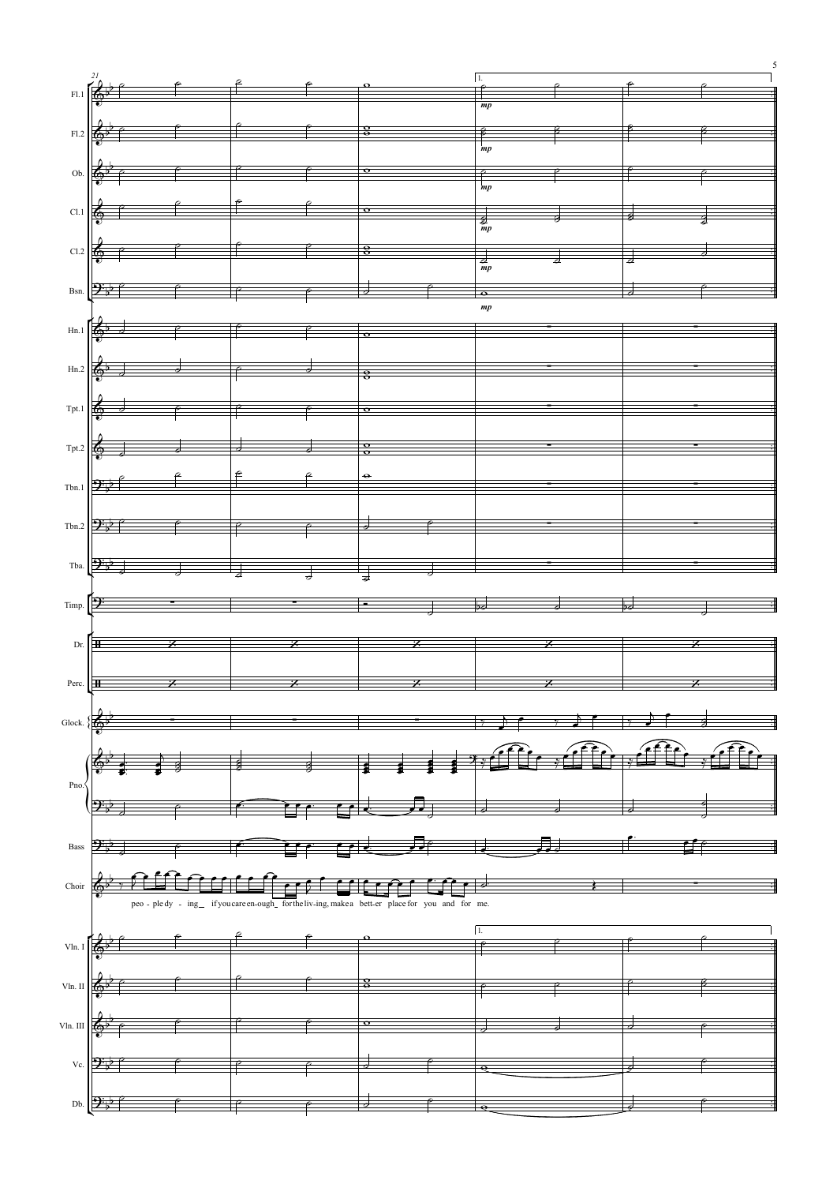21

Fl.1

Fl.2

Ob.

Cl.1

Cl.2

Bsn.

Hn.1

Hn.2

Tpt.1

Tpt.2

Tbn.1

Tbn.2

Tba.

Timp.

Dr.

Perc.

Glock.

Pno.

Bass

Choir

peo - ple dy - ing_ if you care en-ough_ for the liv-ing, make a bett-er place for you and for me.

Vln. I

Vln. II

Vln. III

Vc.

Db.

1.

*mp*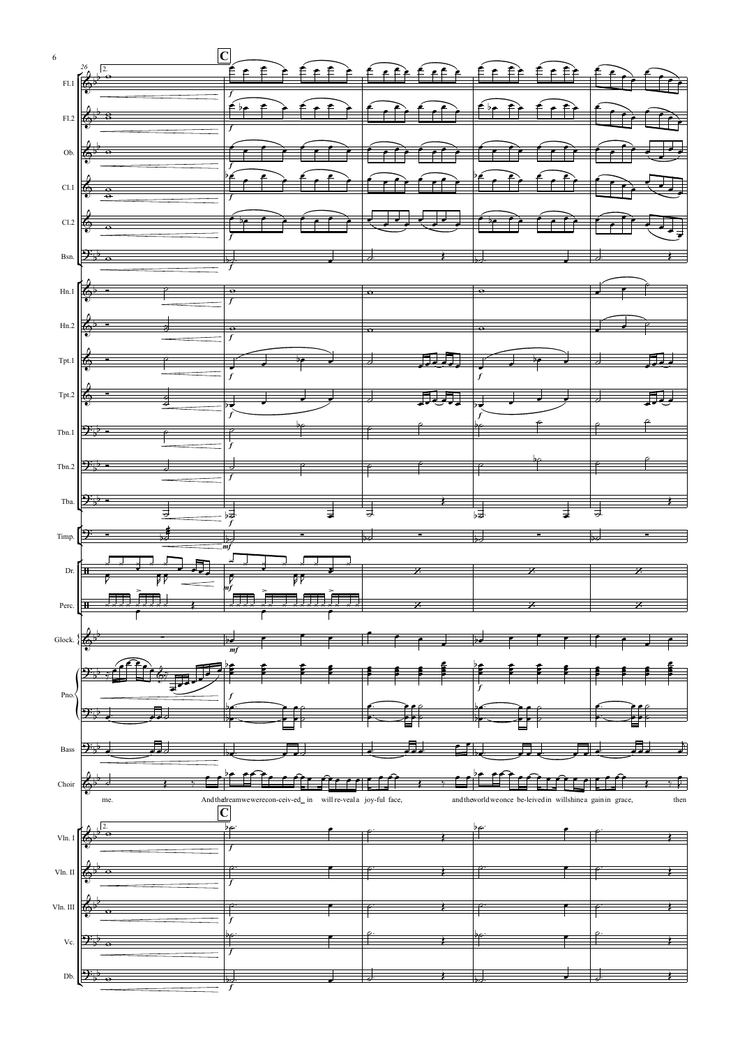**C**

me. And the dream we were con-ceiv-ed_ in will re-veal a joy-ful face, and the world we once be-leived in will shine a gain in grace, then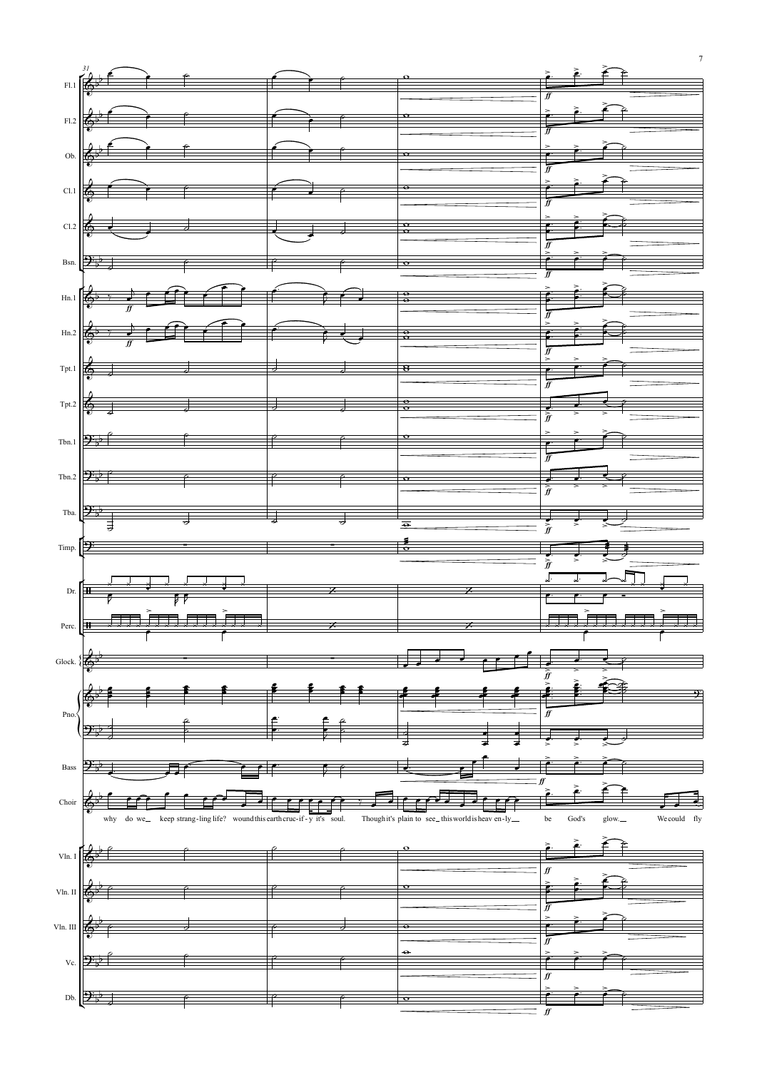31

Fl.1

Fl.2

Ob.

Cl.1

Cl.2

Bsn.

Hn.1

Hn.2

Tpt.1

Tpt.2

Tbn.1

Tbn.2

Tba.

Timp.

Dr.

Perc.

Glock.

Pno.

Bass

Choir

why do we_ keep strang-ling life? wound this earth cruc-if-y it's soul. Though it's plain to see_ this world is heav en-ly_ be God's glow._ We could fly

Vln. I

Vln. II

Vln. III

Vc.

Db.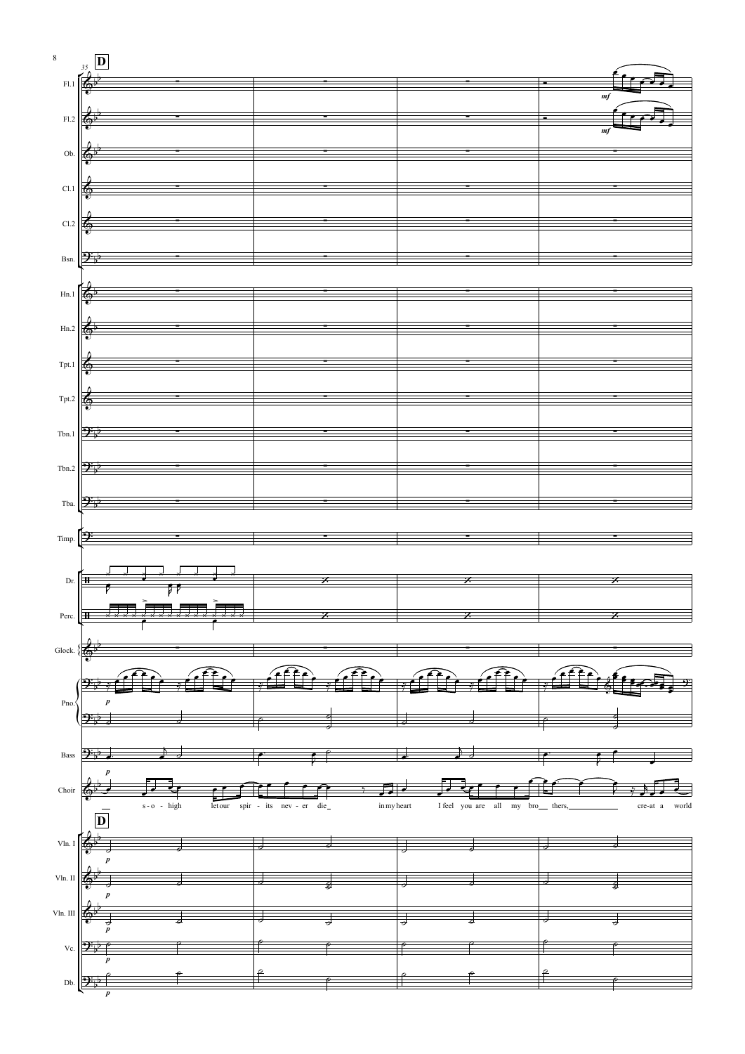**D**

s-o-high let our spir-its nev-er die in my heart I feel you are all my bro thers, cre-at a world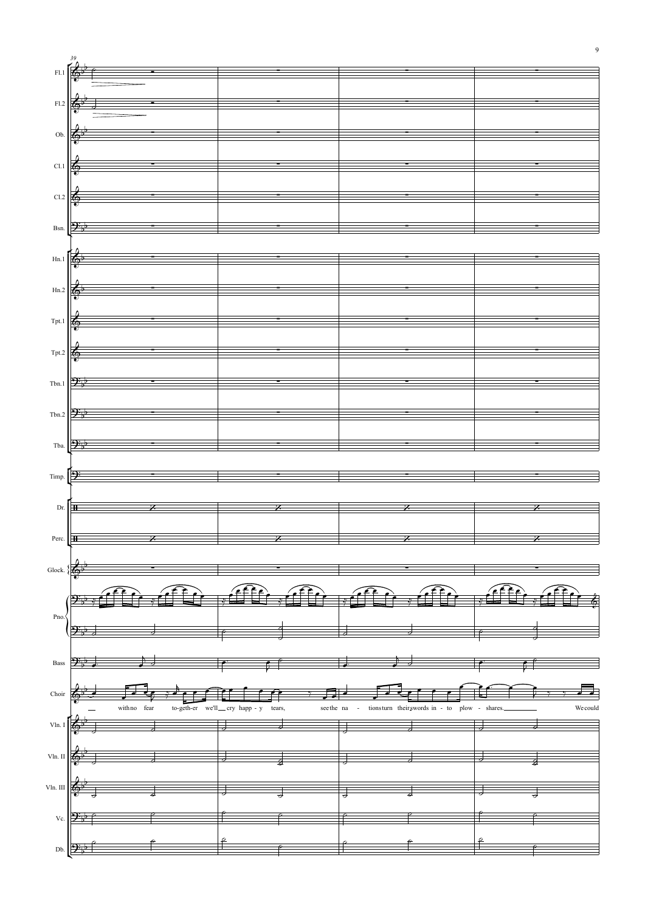39

Fl.1

Fl.2

Ob.

Cl.1

Cl.2

Bsn.

Hn.1

Hn.2

Tpt.1

Tpt.2

Tbn.1

Tbn.2

Tba.

Timp.

Dr.

Perc.

Glock.

Pno.

Bass

Choir

with no fear to-geth-er we'll cry happ - y tears, see the na - tions turn their swords in - to plow - shares. We could

Vln. I

Vln. II

Vln. III

Vc.

Db.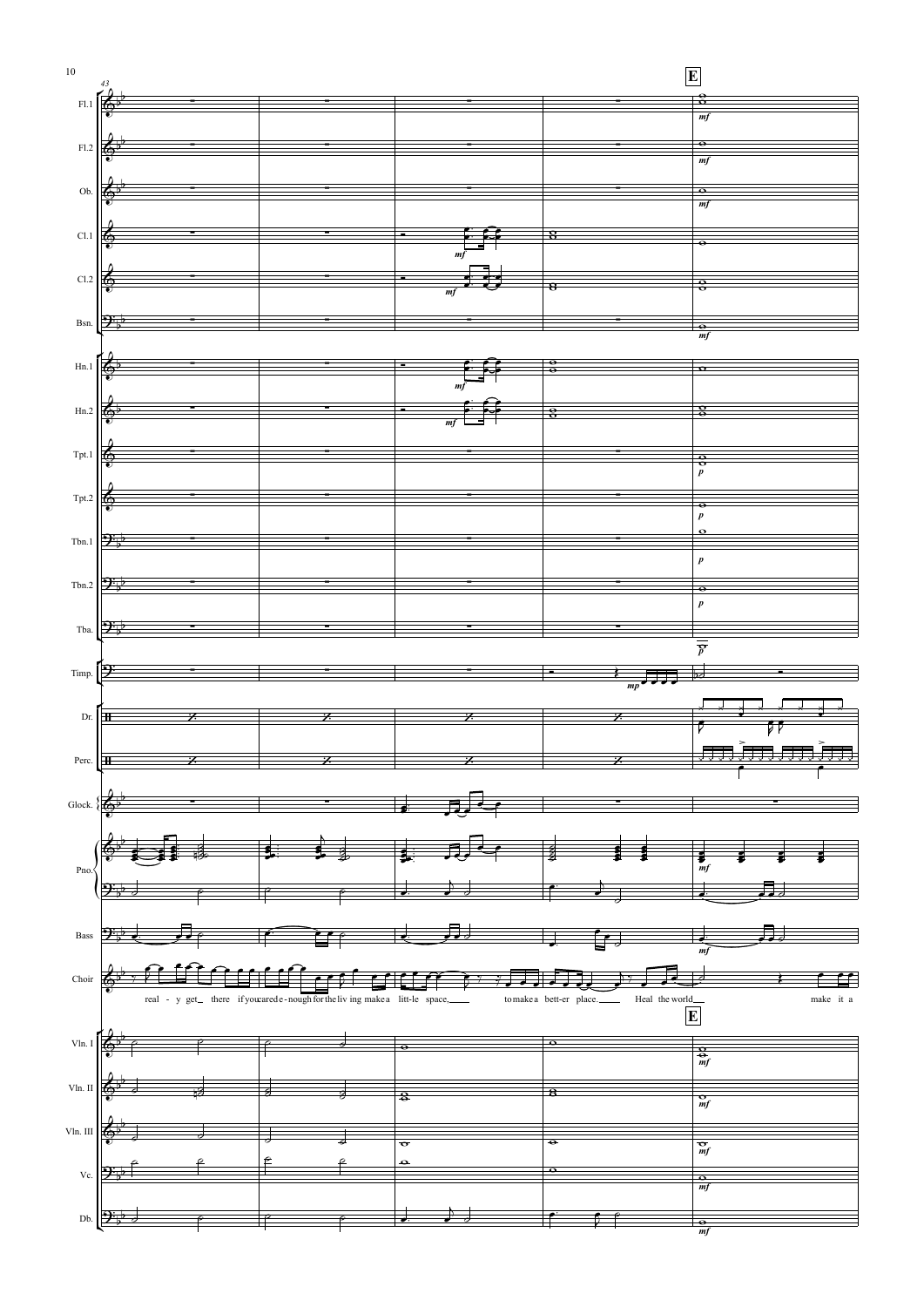E

real - y get there if you cared e - nough for the liv ing make a litt-le space, to make a bett-er place. Heal the world make it a

E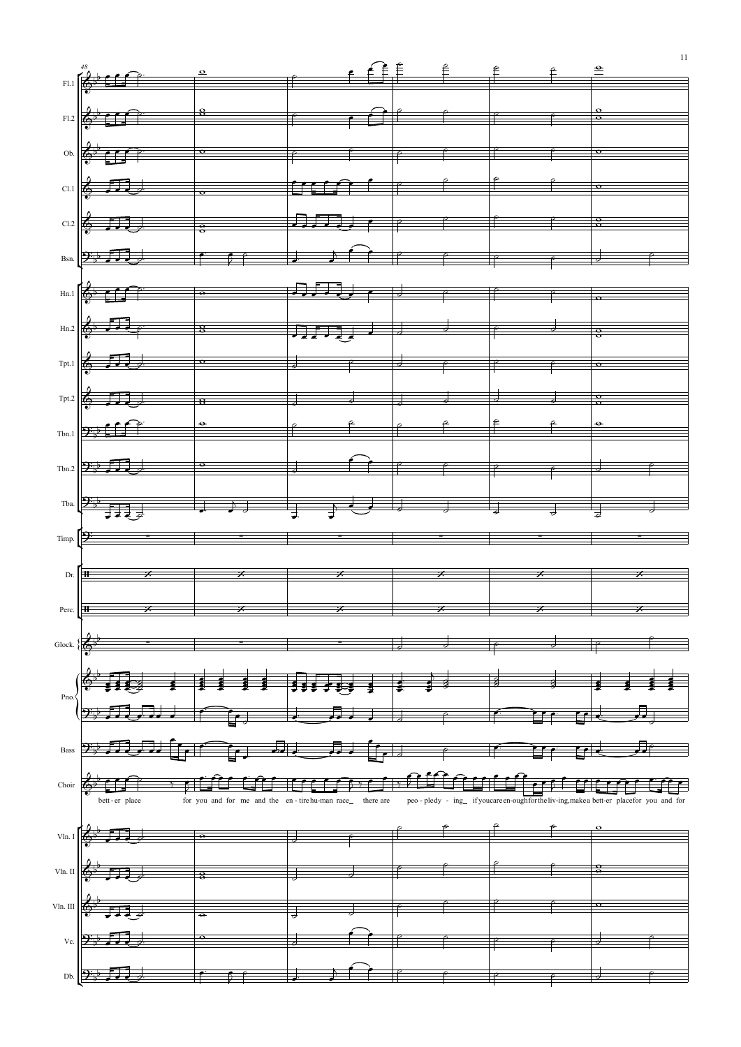48

Fl.1

Fl.2

Ob.

Cl.1

Cl.2

Bsn.

Hn.1

Hn.2

Tpt.1

Tpt.2

Tbn.1

Tbn.2

Tba.

Timp.

Dr.

Perc.

Glock.

Pno.

Bass

Choir

bett - er place for you and for me and the en - tire hu-man race_ there are peo - ple dy - ing_ if you care en-ough for the liv-ing, make a bett-er place for you and for

Vln. I

Vln. II

Vln. III

Vc.

Db.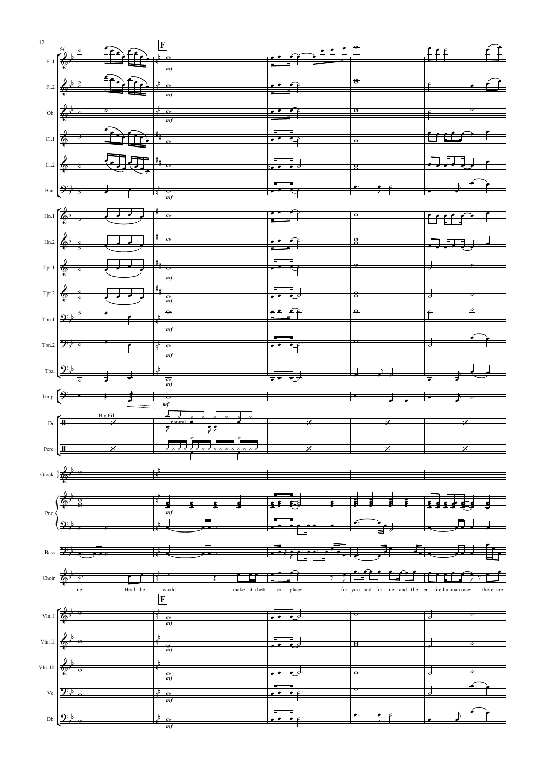54

**F**

Fl.1 *mf*

Fl.2 *mf*

Ob. *mf*

Cl.1

Cl.2

Bsn. *mf*

Hn.1

Hn.2

Tpt.1 *mf*

Tpt.2 *mf*

Tbn.1 *mf*

Tbn.2 *mf*

Tba. *mf*

Timp. *mf*

Dr. Big Fill natural

Perc.

Glock.

Pno. *mf*

Bass

Choir

me. Heal the world make it a bett - er place for you and for me and the en - tire hu-man race_ there are

**F**

Vln. I *mf*

Vln. II *mf*

Vln. III *mf*

Vc. *mf*

Db. *mf*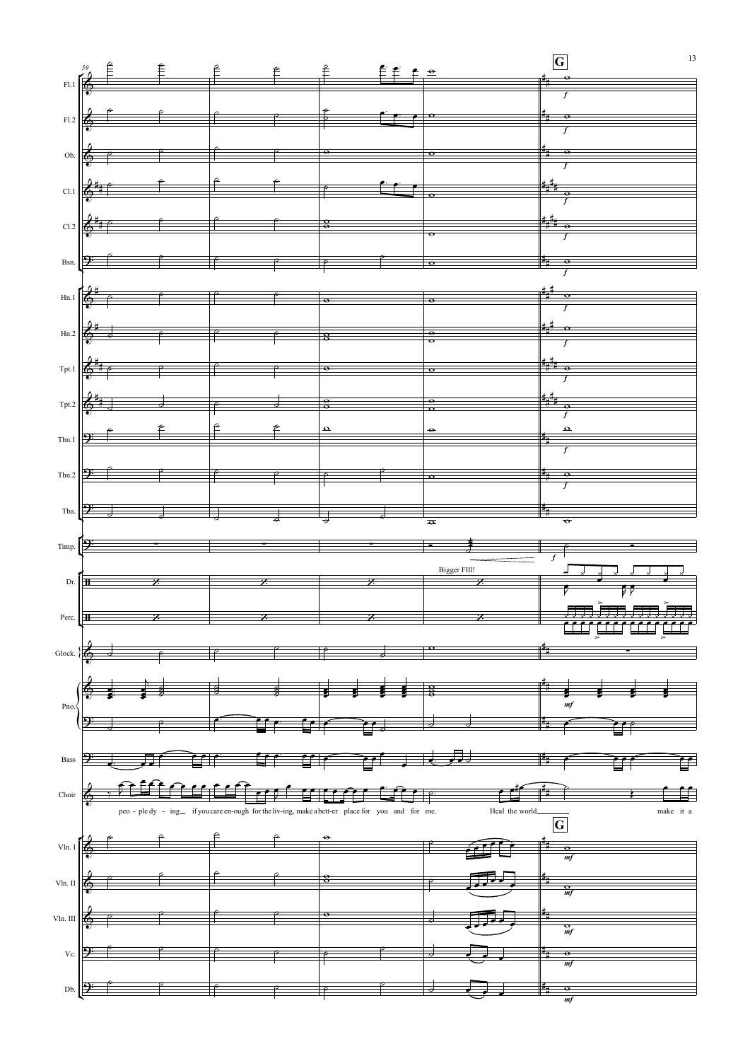**G**

Fl.1
Fl.2
Ob.
Cl.1
Cl.2
Bsn.
Hn.1
Hn.2
Tpt.1
Tpt.2
Tbn.1
Tbn.2
Tba.
Timp.
Dr.
Perc.
Glock.
Pno.
Bass
Choir
Vln. I
Vln. II
Vln. III
Vc.
Db.

Bigger Fill!

peo - ple dy - ing_ if you care en-ough for the liv-ing, make a bett-er place for you and for me. Heal the world_______ make it a

**G**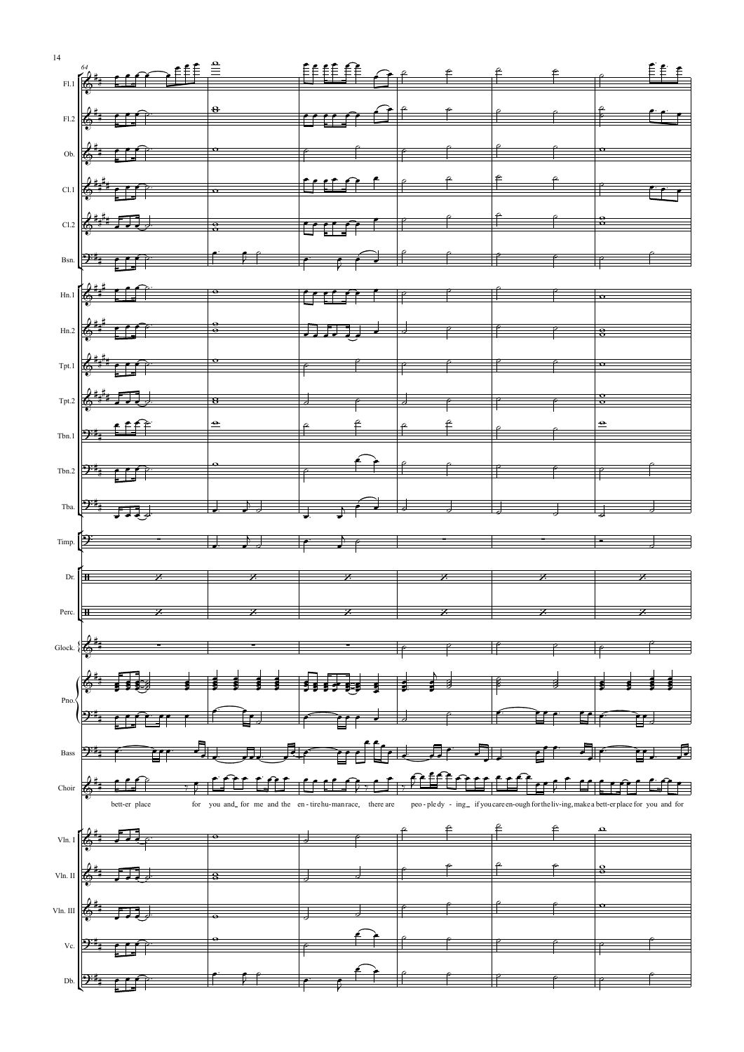Fl.1
Fl.2
Ob.
Cl.1
Cl.2
Bsn.
Hn.1
Hn.2
Tpt.1
Tpt.2
Tbn.1
Tbn.2
Tba.
Timp.
Dr.
Perc.
Glock.
Pno.
Bass
Choir

bett-er place for you and_ for me and the en - tire hu-man race. there are peo - ple dy - ing_ if you care en-ough for the liv-ing, make a bett-er place for you and for

Vln. I
Vln. II
Vln. III
Vc.
Db.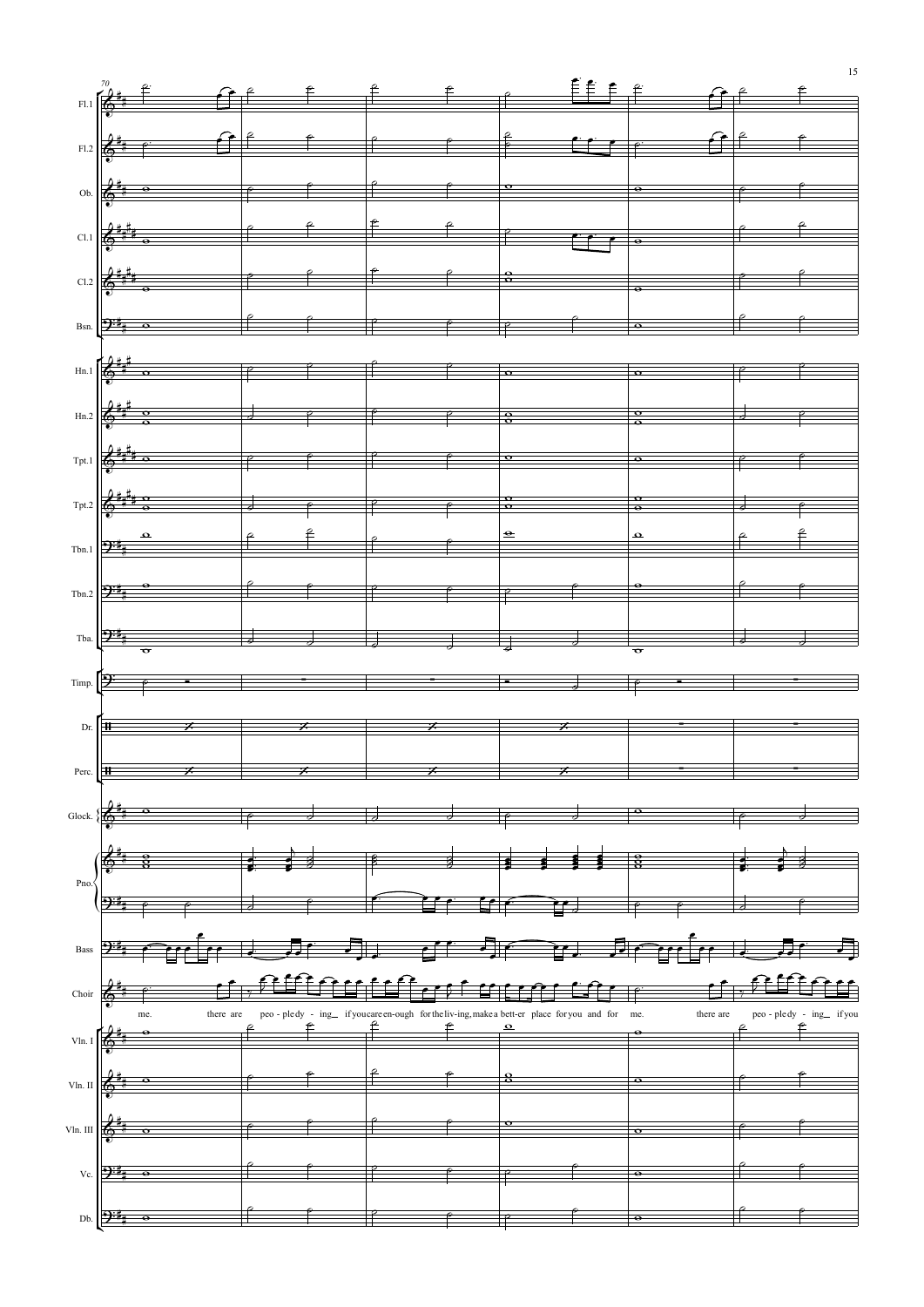me. there are peo - ple dy - ing_ if you care en-ough for the liv-ing, make a bett-er place for you and for me. there are peo - ple dy - ing_ if you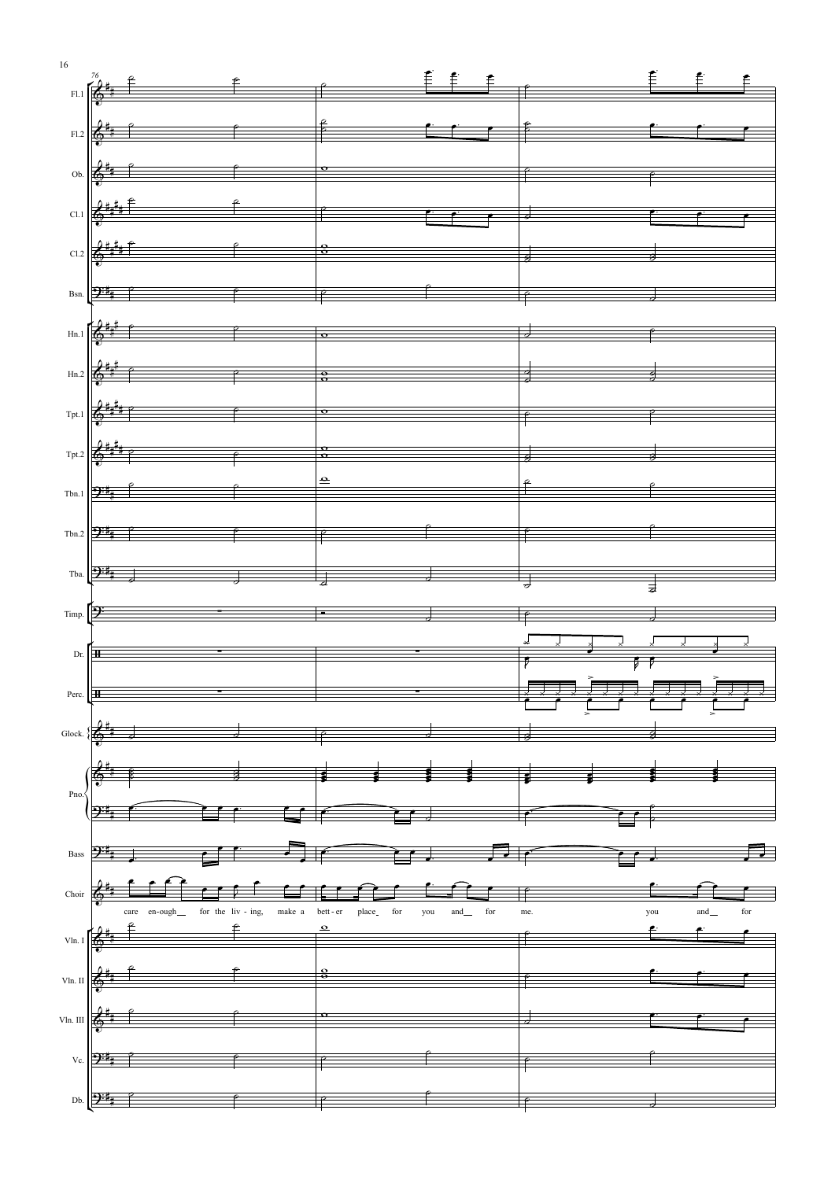76

Fl.1

Fl.2

Ob.

Cl.1

Cl.2

Bsn.

Hn.1

Hn.2

Tpt.1

Tpt.2

Tbn.1

Tbn.2

Tba.

Timp.

Dr.

Perc.

Glock.

Pno.

Bass

Choir

care en-ough for the liv - ing, make a bett - er place for you and for me. you and for

Vln. I

Vln. II

Vln. III

Vc.

Db.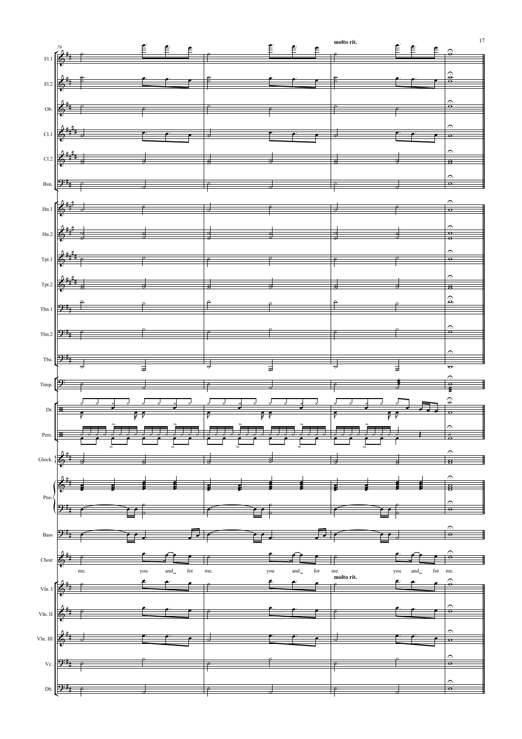79

molto rit.

Fl.1

Fl.2

Ob.

Cl.1

Cl.2

Bsn.

Hn.1

Hn.2

Tpt.1

Tpt.2

Tbn.1

Tbn.2

Tba.

Timp.

Dr.

Perc.

Glock.

Pno.

Bass

Choir

me. you and_ for me. you and_ for me. you and_ for me.

molto rit.

Vln. I

Vln. II

Vln. III

Vc.

Db.